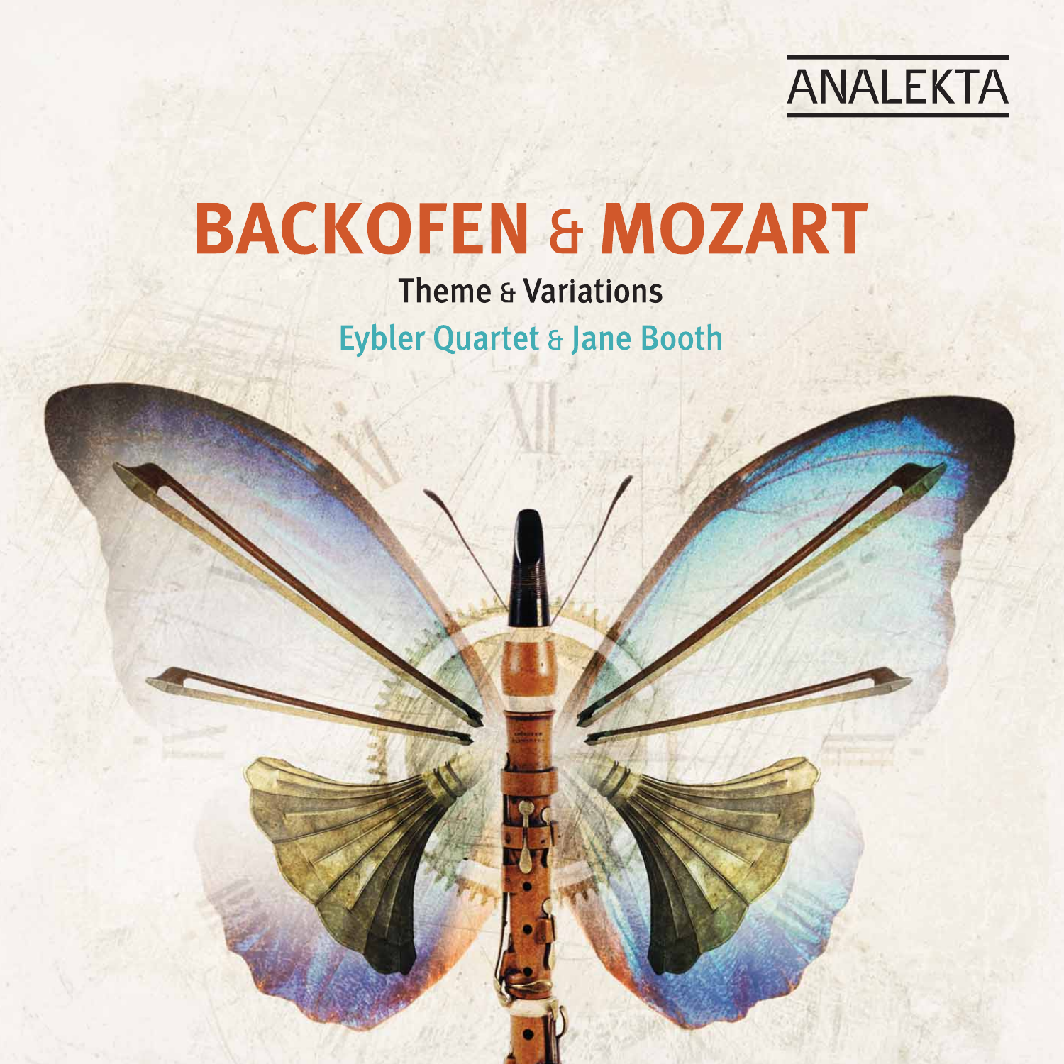ANALEKTA

# BACKOFEN & MOZART

## Theme & Variations

### Eybler Quartet & Jane Booth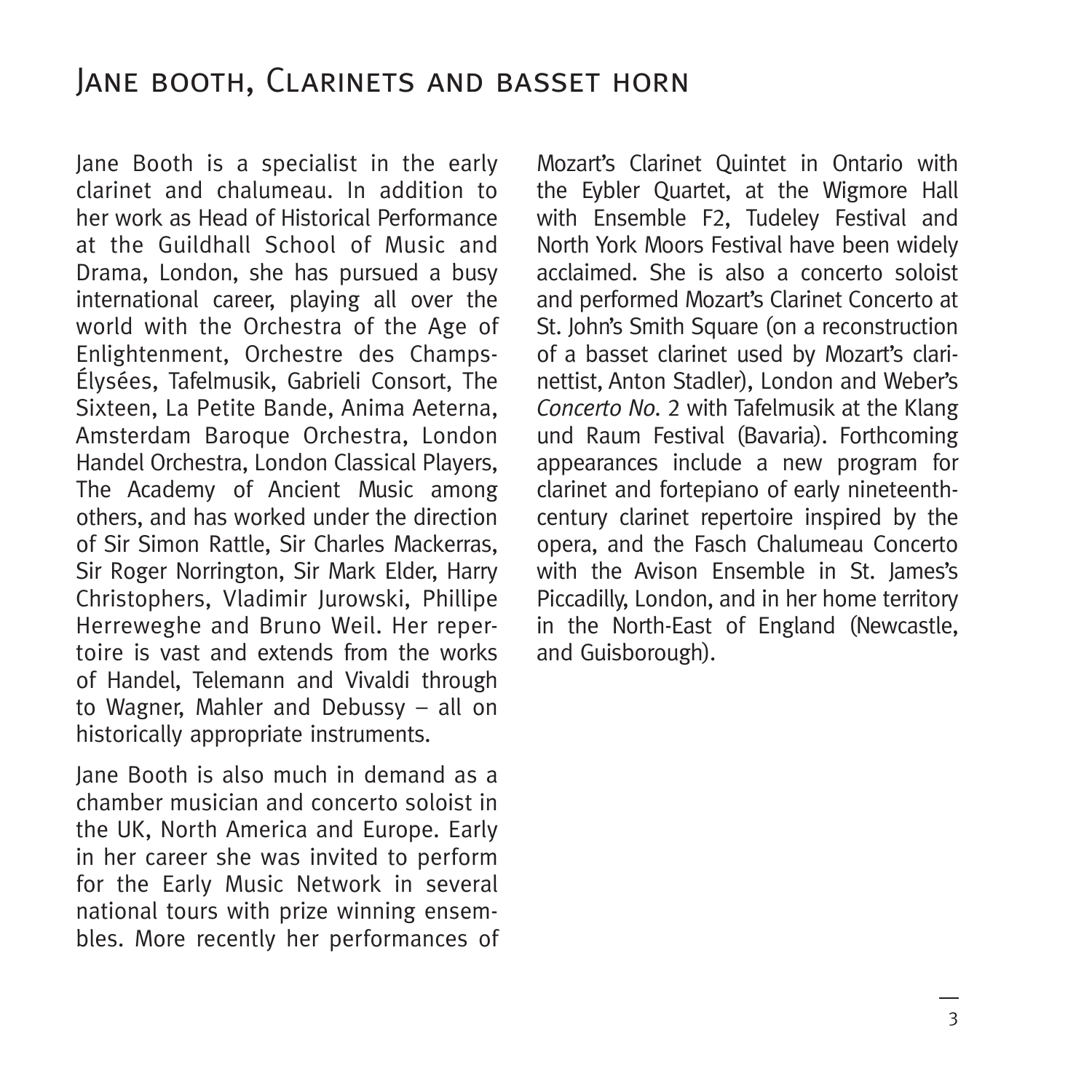# Jane booth, Clarinets and basset horn

Jane Booth is a specialist in the early clarinet and chalumeau. In addition to her work as Head of Historical Performance at the Guildhall School of Music and Drama, London, she has pursued a busy international career, playing all over the world with the Orchestra of the Age of Enlightenment, Orchestre des Champs-Élysées, Tafelmusik, Gabrieli Consort, The Sixteen, La Petite Bande, Anima Aeterna, Amsterdam Baroque Orchestra, London Handel Orchestra, London Classical Players, The Academy of Ancient Music among others, and has worked under the direction of Sir Simon Rattle, Sir Charles Mackerras, Sir Roger Norrington, Sir Mark Elder, Harry Christophers, Vladimir Jurowski, Phillipe Herreweghe and Bruno Weil. Her repertoire is vast and extends from the works of Handel, Telemann and Vivaldi through to Wagner, Mahler and Debussy – all on historically appropriate instruments.

Jane Booth is also much in demand as a chamber musician and concerto soloist in the UK, North America and Europe. Early in her career she was invited to perform for the Early Music Network in several national tours with prize winning ensembles. More recently her performances of Mozart's Clarinet Quintet in Ontario with the Eybler Quartet, at the Wigmore Hall with Ensemble F2, Tudeley Festival and North York Moors Festival have been widely acclaimed. She is also a concerto soloist and performed Mozart's Clarinet Concerto at St. John's Smith Square (on a reconstruction of a basset clarinet used by Mozart's clarinettist, Anton Stadler), London and Weber's *Concerto No.* 2 with Tafelmusik at the Klang und Raum Festival (Bavaria). Forthcoming appearances include a new program for clarinet and fortepiano of early nineteenth-century clarinet repertoire inspired by the opera, and the Fasch Chalumeau Concerto with the Avison Ensemble in St. James's Piccadilly, London, and in her home territory in the North-East of England (Newcastle, and Guisborough).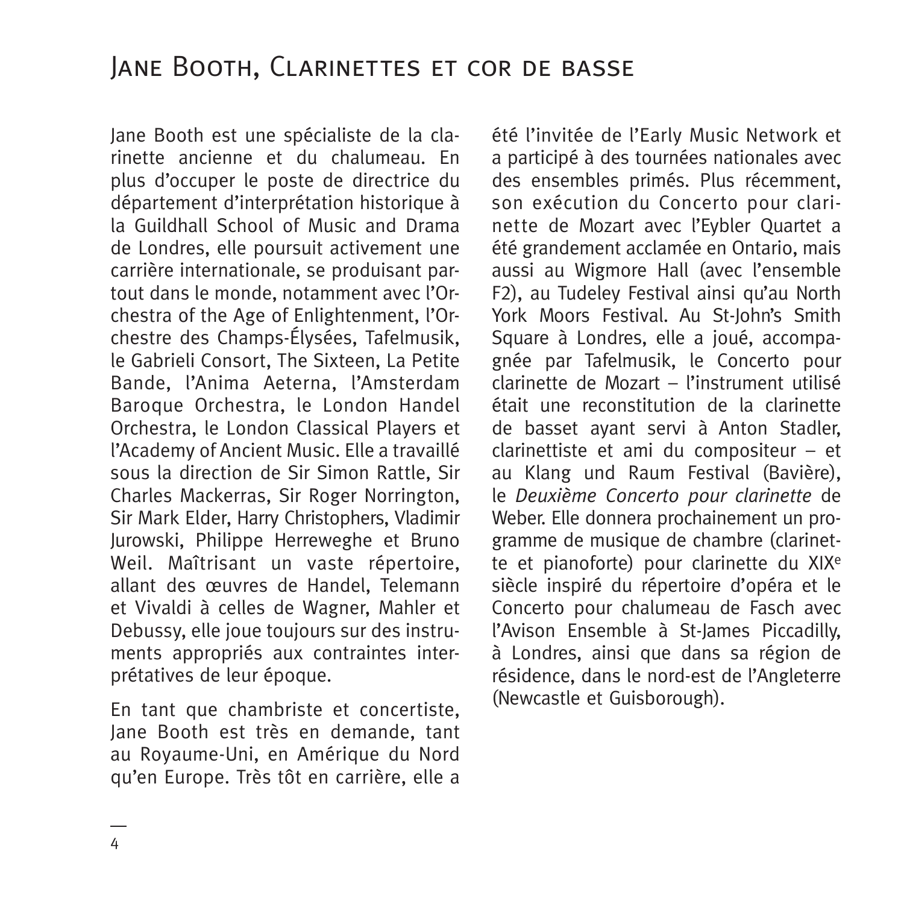# Jane Booth, Clarinettes et cor de basse

Jane Booth est une spécialiste de la clarinette ancienne et du chalumeau. En plus d'occuper le poste de directrice du département d'interprétation historique à la Guildhall School of Music and Drama de Londres, elle poursuit activement une carrière internationale, se produisant partout dans le monde, notamment avec l'Orchestra of the Age of Enlightenment, l'Orchestre des Champs-Élysées, Tafelmusik, le Gabrieli Consort, The Sixteen, La Petite Bande, l'Anima Aeterna, l'Amsterdam Baroque Orchestra, le London Handel Orchestra, le London Classical Players et l'Academy of Ancient Music. Elle a travaillé sous la direction de Sir Simon Rattle, Sir Charles Mackerras, Sir Roger Norrington, Sir Mark Elder, Harry Christophers, Vladimir Jurowski, Philippe Herreweghe et Bruno Weil. Maîtrisant un vaste répertoire, allant des œuvres de Handel, Telemann et Vivaldi à celles de Wagner, Mahler et Debussy, elle joue toujours sur des instruments appropriés aux contraintes interprétatives de leur époque.

En tant que chambriste et concertiste, Jane Booth est très en demande, tant au Royaume-Uni, en Amérique du Nord qu'en Europe. Très tôt en carrière, elle a été l'invitée de l'Early Music Network et a participé à des tournées nationales avec des ensembles primés. Plus récemment, son exécution du Concerto pour clarinette de Mozart avec l'Eybler Quartet a été grandement acclamée en Ontario, mais aussi au Wigmore Hall (avec l'ensemble F2), au Tudeley Festival ainsi qu'au North York Moors Festival. Au St-John's Smith Square à Londres, elle a joué, accompagnée par Tafelmusik, le Concerto pour clarinette de Mozart – l'instrument utilisé était une reconstitution de la clarinette de basset ayant servi à Anton Stadler, clarinettiste et ami du compositeur – et au Klang und Raum Festival (Bavière), le *Deuxième Concerto pour clarinette* de Weber. Elle donnera prochainement un programme de musique de chambre (clarinette et pianoforte) pour clarinette du XIXe siècle inspiré du répertoire d'opéra et le Concerto pour chalumeau de Fasch avec l'Avison Ensemble à St-James Piccadilly, à Londres, ainsi que dans sa région de résidence, dans le nord-est de l'Angleterre (Newcastle et Guisborough).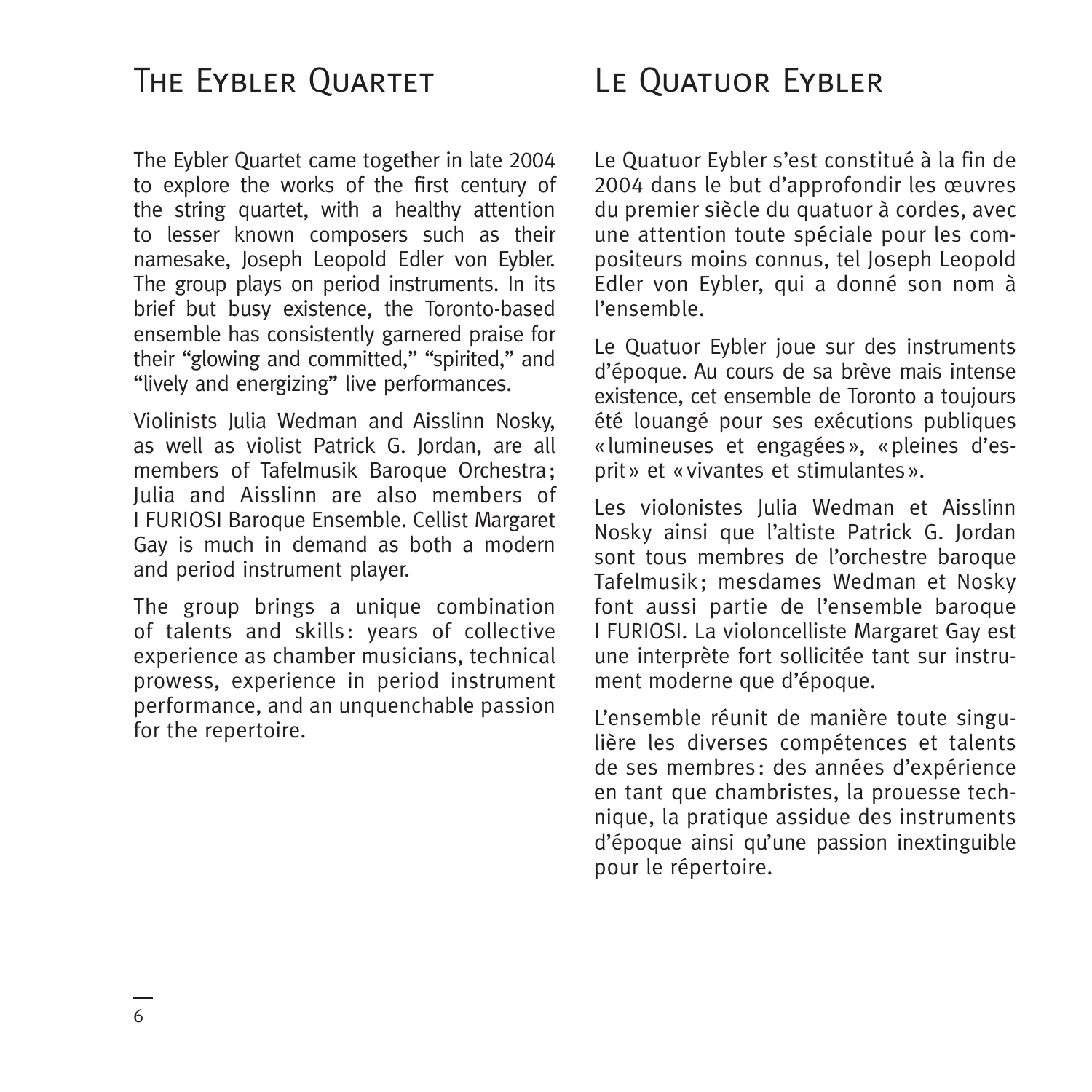## The Eybler Quartet

The Eybler Quartet came together in late 2004 to explore the works of the first century of the string quartet, with a healthy attention to lesser known composers such as their namesake, Joseph Leopold Edler von Eybler. The group plays on period instruments. In its brief but busy existence, the Toronto-based ensemble has consistently garnered praise for their "glowing and committed," "spirited," and "lively and energizing" live performances.

Violinists Julia Wedman and Aisslinn Nosky, as well as violist Patrick G. Jordan, are all members of Tafelmusik Baroque Orchestra; Julia and Aisslinn are also members of I FURIOSI Baroque Ensemble. Cellist Margaret Gay is much in demand as both a modern and period instrument player.

The group brings a unique combination of talents and skills: years of collective experience as chamber musicians, technical prowess, experience in period instrument performance, and an unquenchable passion for the repertoire.

## Le Quatuor Eybler

Le Quatuor Eybler s'est constitué à la fin de 2004 dans le but d'approfondir les œuvres du premier siècle du quatuor à cordes, avec une attention toute spéciale pour les compositeurs moins connus, tel Joseph Leopold Edler von Eybler, qui a donné son nom à l'ensemble.

Le Quatuor Eybler joue sur des instruments d'époque. Au cours de sa brève mais intense existence, cet ensemble de Toronto a toujours été louangé pour ses exécutions publiques « lumineuses et engagées », « pleines d'esprit » et « vivantes et stimulantes ».

Les violonistes Julia Wedman et Aisslinn Nosky ainsi que l'altiste Patrick G. Jordan sont tous membres de l'orchestre baroque Tafelmusik ; mesdames Wedman et Nosky font aussi partie de l'ensemble baroque I FURIOSI. La violoncelliste Margaret Gay est une interprète fort sollicitée tant sur instrument moderne que d'époque.

L'ensemble réunit de manière toute singulière les diverses compétences et talents de ses membres : des années d'expérience en tant que chambristes, la prouesse technique, la pratique assidue des instruments d'époque ainsi qu'une passion inextinguible pour le répertoire.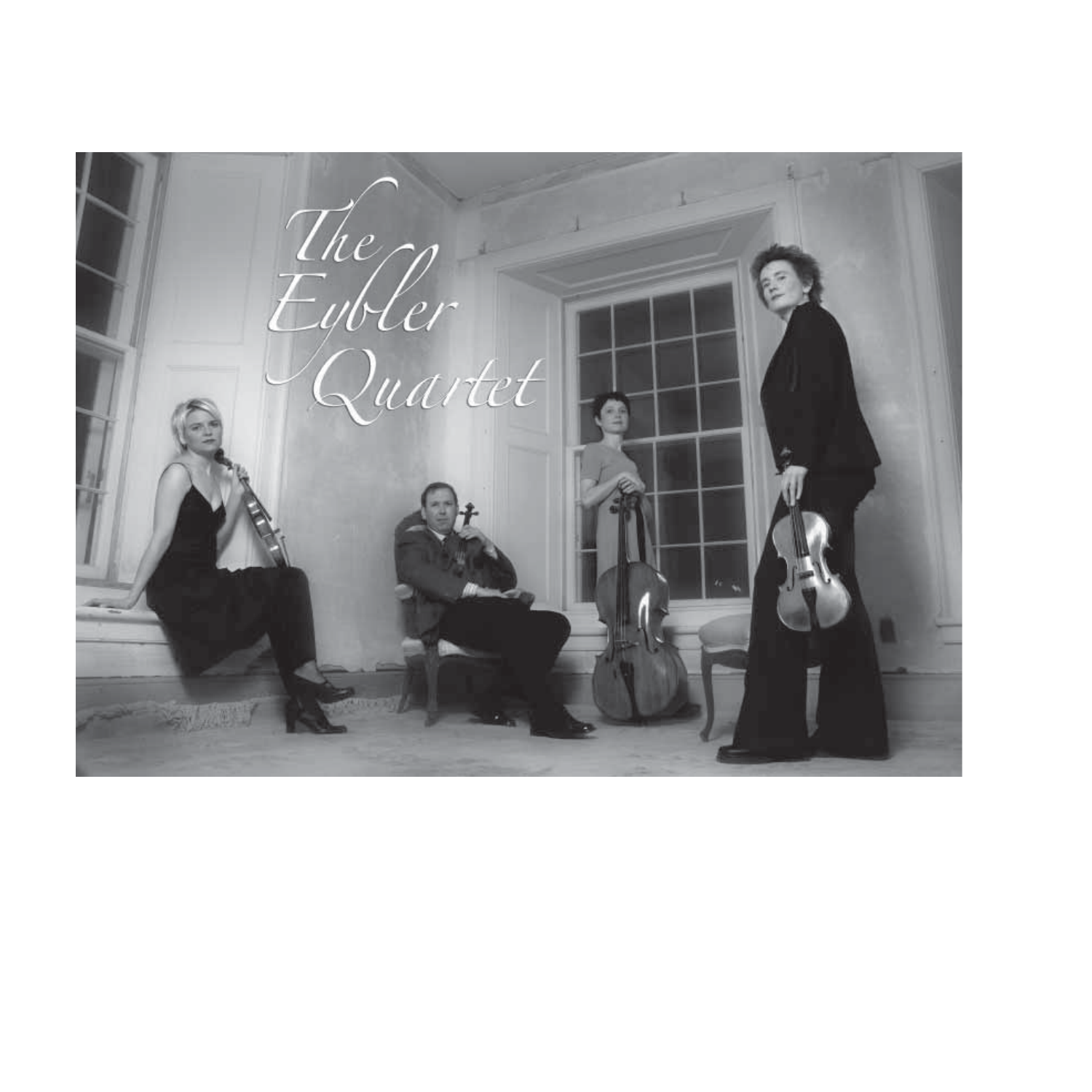# The Eybler Quartet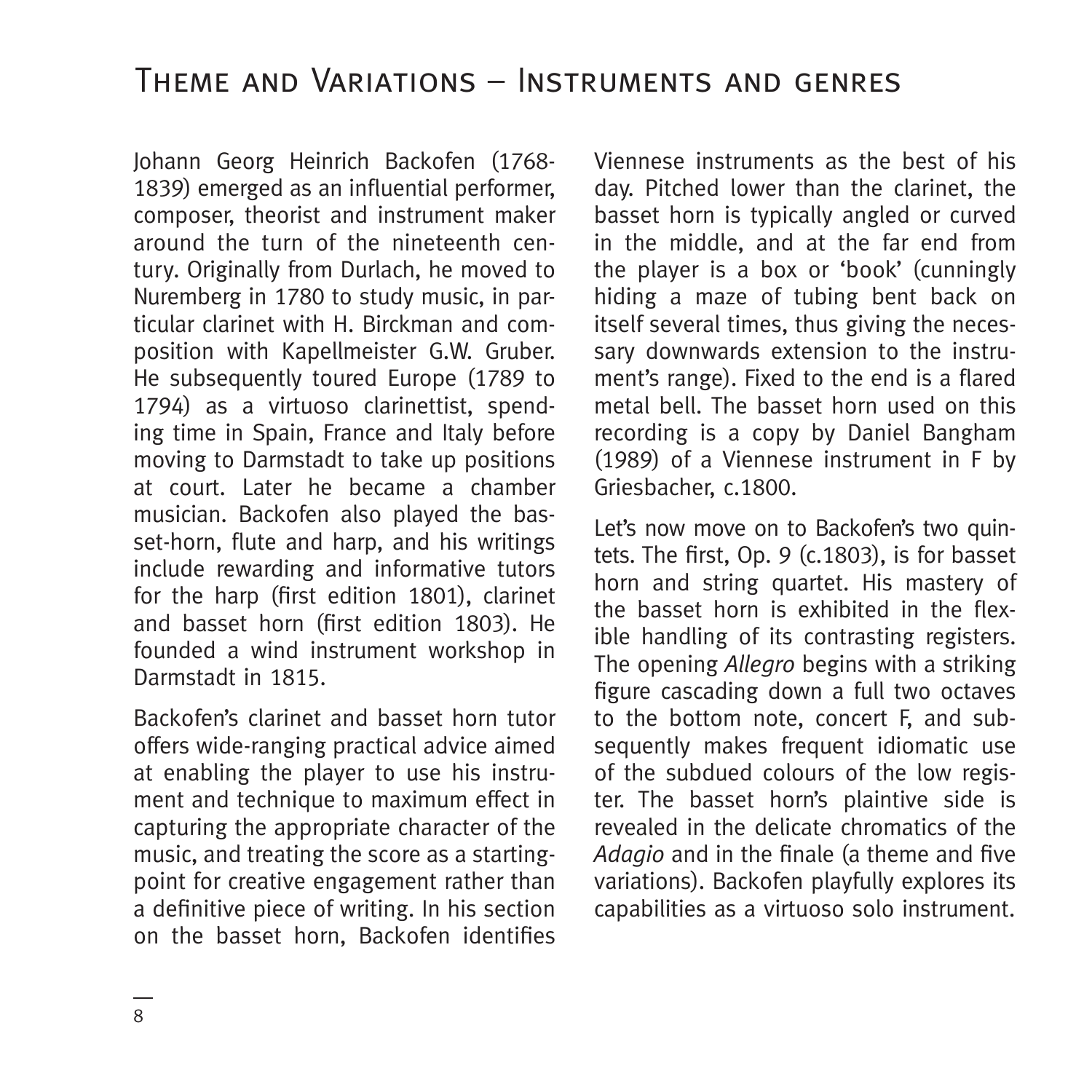# Theme and Variations – Instruments and genres

Johann Georg Heinrich Backofen (1768-1839) emerged as an influential performer, composer, theorist and instrument maker around the turn of the nineteenth century. Originally from Durlach, he moved to Nuremberg in 1780 to study music, in particular clarinet with H. Birckman and composition with Kapellmeister G.W. Gruber. He subsequently toured Europe (1789 to 1794) as a virtuoso clarinettist, spending time in Spain, France and Italy before moving to Darmstadt to take up positions at court. Later he became a chamber musician. Backofen also played the basset-horn, flute and harp, and his writings include rewarding and informative tutors for the harp (first edition 1801), clarinet and basset horn (first edition 1803). He founded a wind instrument workshop in Darmstadt in 1815.

Backofen's clarinet and basset horn tutor offers wide-ranging practical advice aimed at enabling the player to use his instrument and technique to maximum effect in capturing the appropriate character of the music, and treating the score as a starting-point for creative engagement rather than a definitive piece of writing. In his section on the basset horn, Backofen identifies Viennese instruments as the best of his day. Pitched lower than the clarinet, the basset horn is typically angled or curved in the middle, and at the far end from the player is a box or 'book' (cunningly hiding a maze of tubing bent back on itself several times, thus giving the necessary downwards extension to the instrument's range). Fixed to the end is a flared metal bell. The basset horn used on this recording is a copy by Daniel Bangham (1989) of a Viennese instrument in F by Griesbacher, c.1800.

Let's now move on to Backofen's two quintets. The first, Op. 9 (c.1803), is for basset horn and string quartet. His mastery of the basset horn is exhibited in the flexible handling of its contrasting registers. The opening *Allegro* begins with a striking figure cascading down a full two octaves to the bottom note, concert F, and subsequently makes frequent idiomatic use of the subdued colours of the low register. The basset horn's plaintive side is revealed in the delicate chromatics of the *Adagio* and in the finale (a theme and five variations). Backofen playfully explores its capabilities as a virtuoso solo instrument.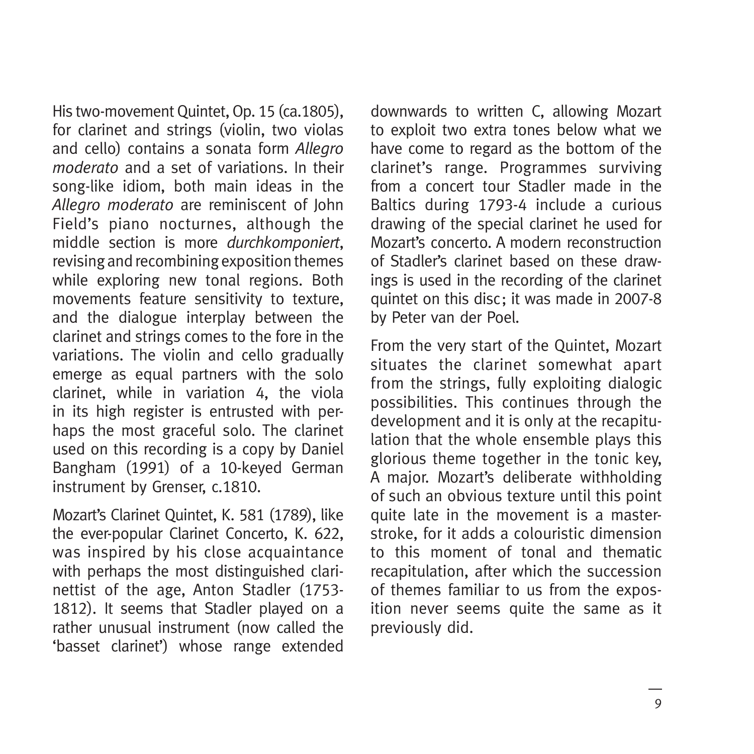His two-movement Quintet, Op. 15 (ca.1805), for clarinet and strings (violin, two violas and cello) contains a sonata form *Allegro moderato* and a set of variations. In their song-like idiom, both main ideas in the *Allegro moderato* are reminiscent of John Field's piano nocturnes, although the middle section is more *durchkomponiert*, revising and recombining exposition themes while exploring new tonal regions. Both movements feature sensitivity to texture, and the dialogue interplay between the clarinet and strings comes to the fore in the variations. The violin and cello gradually emerge as equal partners with the solo clarinet, while in variation 4, the viola in its high register is entrusted with perhaps the most graceful solo. The clarinet used on this recording is a copy by Daniel Bangham (1991) of a 10-keyed German instrument by Grenser, c.1810.

Mozart's Clarinet Quintet, K. 581 (1789), like the ever-popular Clarinet Concerto, K. 622, was inspired by his close acquaintance with perhaps the most distinguished clarinettist of the age, Anton Stadler (1753-1812). It seems that Stadler played on a rather unusual instrument (now called the 'basset clarinet') whose range extended downwards to written C, allowing Mozart to exploit two extra tones below what we have come to regard as the bottom of the clarinet's range. Programmes surviving from a concert tour Stadler made in the Baltics during 1793-4 include a curious drawing of the special clarinet he used for Mozart's concerto. A modern reconstruction of Stadler's clarinet based on these drawings is used in the recording of the clarinet quintet on this disc; it was made in 2007-8 by Peter van der Poel.

From the very start of the Quintet, Mozart situates the clarinet somewhat apart from the strings, fully exploiting dialogic possibilities. This continues through the development and it is only at the recapitulation that the whole ensemble plays this glorious theme together in the tonic key, A major. Mozart's deliberate withholding of such an obvious texture until this point quite late in the movement is a masterstroke, for it adds a colouristic dimension to this moment of tonal and thematic recapitulation, after which the succession of themes familiar to us from the exposition never seems quite the same as it previously did.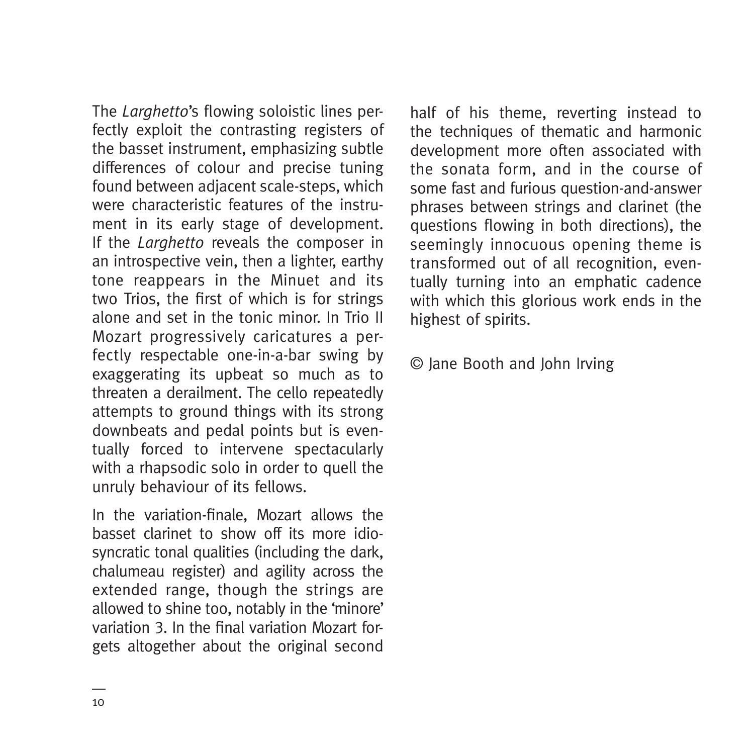The *Larghetto*'s flowing soloistic lines perfectly exploit the contrasting registers of the basset instrument, emphasizing subtle differences of colour and precise tuning found between adjacent scale-steps, which were characteristic features of the instrument in its early stage of development. If the *Larghetto* reveals the composer in an introspective vein, then a lighter, earthy tone reappears in the Minuet and its two Trios, the first of which is for strings alone and set in the tonic minor. In Trio II Mozart progressively caricatures a perfectly respectable one-in-a-bar swing by exaggerating its upbeat so much as to threaten a derailment. The cello repeatedly attempts to ground things with its strong downbeats and pedal points but is eventually forced to intervene spectacularly with a rhapsodic solo in order to quell the unruly behaviour of its fellows.

In the variation-finale, Mozart allows the basset clarinet to show off its more idiosyncratic tonal qualities (including the dark, chalumeau register) and agility across the extended range, though the strings are allowed to shine too, notably in the 'minore' variation 3. In the final variation Mozart forgets altogether about the original second half of his theme, reverting instead to the techniques of thematic and harmonic development more often associated with the sonata form, and in the course of some fast and furious question-and-answer phrases between strings and clarinet (the questions flowing in both directions), the seemingly innocuous opening theme is transformed out of all recognition, eventually turning into an emphatic cadence with which this glorious work ends in the highest of spirits.

© Jane Booth and John Irving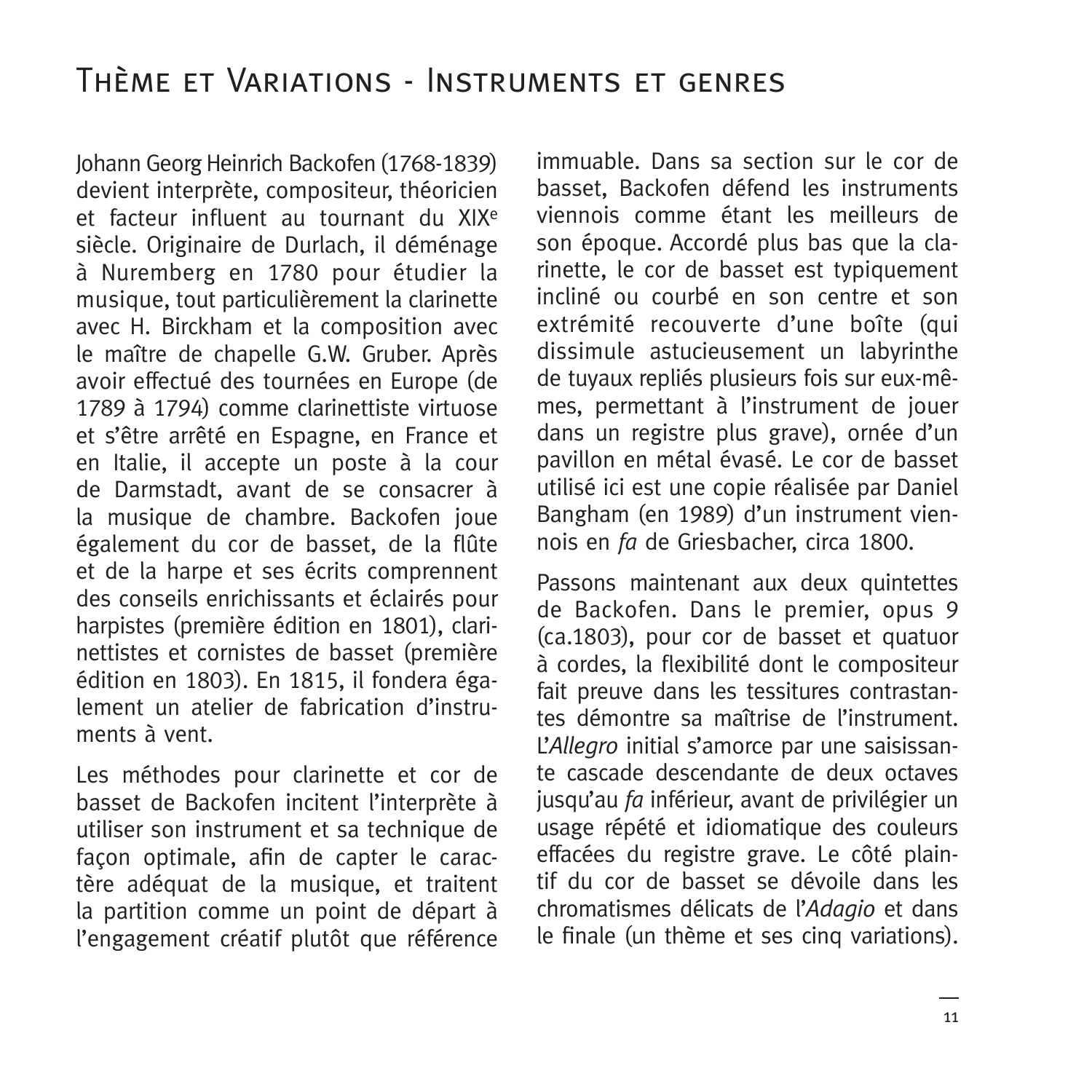# Thème et Variations - Instruments et genres

Johann Georg Heinrich Backofen (1768-1839) devient interprète, compositeur, théoricien et facteur influent au tournant du XIX[e] siècle. Originaire de Durlach, il déménage à Nuremberg en 1780 pour étudier la musique, tout particulièrement la clarinette avec H. Birckham et la composition avec le maître de chapelle G.W. Gruber. Après avoir effectué des tournées en Europe (de 1789 à 1794) comme clarinettiste virtuose et s'être arrêté en Espagne, en France et en Italie, il accepte un poste à la cour de Darmstadt, avant de se consacrer à la musique de chambre. Backofen joue également du cor de basset, de la flûte et de la harpe et ses écrits comprennent des conseils enrichissants et éclairés pour harpistes (première édition en 1801), clarinettistes et cornistes de basset (première édition en 1803). En 1815, il fondera également un atelier de fabrication d'instruments à vent.

Les méthodes pour clarinette et cor de basset de Backofen incitent l'interprète à utiliser son instrument et sa technique de façon optimale, afin de capter le caractère adéquat de la musique, et traitent la partition comme un point de départ à l'engagement créatif plutôt que référence immuable. Dans sa section sur le cor de basset, Backofen défend les instruments viennois comme étant les meilleurs de son époque. Accordé plus bas que la clarinette, le cor de basset est typiquement incliné ou courbé en son centre et son extrémité recouverte d'une boîte (qui dissimule astucieusement un labyrinthe de tuyaux repliés plusieurs fois sur eux-mêmes, permettant à l'instrument de jouer dans un registre plus grave), ornée d'un pavillon en métal évasé. Le cor de basset utilisé ici est une copie réalisée par Daniel Bangham (en 1989) d'un instrument viennois en *fa* de Griesbacher, circa 1800.

Passons maintenant aux deux quintettes de Backofen. Dans le premier, opus 9 (ca.1803), pour cor de basset et quatuor à cordes, la flexibilité dont le compositeur fait preuve dans les tessitures contrastantes démontre sa maîtrise de l'instrument. L'*Allegro* initial s'amorce par une saisissante cascade descendante de deux octaves jusqu'au *fa* inférieur, avant de privilégier un usage répété et idiomatique des couleurs effacées du registre grave. Le côté plaintif du cor de basset se dévoile dans les chromatismes délicats de l'*Adagio* et dans le finale (un thème et ses cinq variations).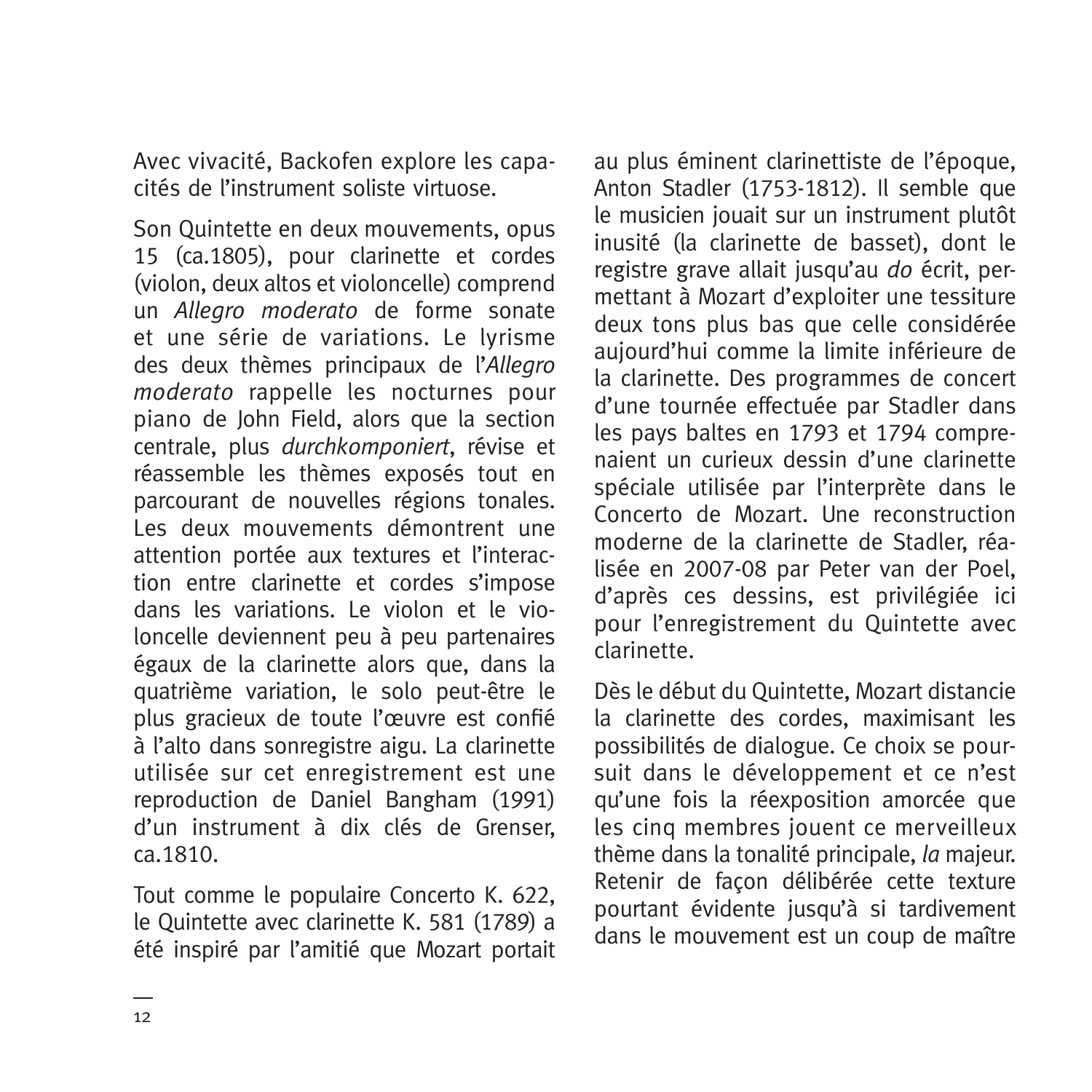Avec vivacité, Backofen explore les capacités de l'instrument soliste virtuose.

Son Quintette en deux mouvements, opus 15 (ca.1805), pour clarinette et cordes (violon, deux altos et violoncelle) comprend un *Allegro moderato* de forme sonate et une série de variations. Le lyrisme des deux thèmes principaux de l'*Allegro moderato* rappelle les nocturnes pour piano de John Field, alors que la section centrale, plus *durchkomponiert*, révise et réassemble les thèmes exposés tout en parcourant de nouvelles régions tonales. Les deux mouvements démontrent une attention portée aux textures et l'interaction entre clarinette et cordes s'impose dans les variations. Le violon et le violoncelle deviennent peu à peu partenaires égaux de la clarinette alors que, dans la quatrième variation, le solo peut-être le plus gracieux de toute l'œuvre est confié à l'alto dans sonregistre aigu. La clarinette utilisée sur cet enregistrement est une reproduction de Daniel Bangham (1991) d'un instrument à dix clés de Grenser, ca.1810.

Tout comme le populaire Concerto K. 622, le Quintette avec clarinette K. 581 (1789) a été inspiré par l'amitié que Mozart portait au plus éminent clarinettiste de l'époque, Anton Stadler (1753-1812). Il semble que le musicien jouait sur un instrument plutôt inusité (la clarinette de basset), dont le registre grave allait jusqu'au *do* écrit, permettant à Mozart d'exploiter une tessiture deux tons plus bas que celle considérée aujourd'hui comme la limite inférieure de la clarinette. Des programmes de concert d'une tournée effectuée par Stadler dans les pays baltes en 1793 et 1794 comprenaient un curieux dessin d'une clarinette spéciale utilisée par l'interprète dans le Concerto de Mozart. Une reconstruction moderne de la clarinette de Stadler, réalisée en 2007-08 par Peter van der Poel, d'après ces dessins, est privilégiée ici pour l'enregistrement du Quintette avec clarinette.

Dès le début du Quintette, Mozart distancie la clarinette des cordes, maximisant les possibilités de dialogue. Ce choix se poursuit dans le développement et ce n'est qu'une fois la réexposition amorcée que les cinq membres jouent ce merveilleux thème dans la tonalité principale, *la* majeur. Retenir de façon délibérée cette texture pourtant évidente jusqu'à si tardivement dans le mouvement est un coup de maître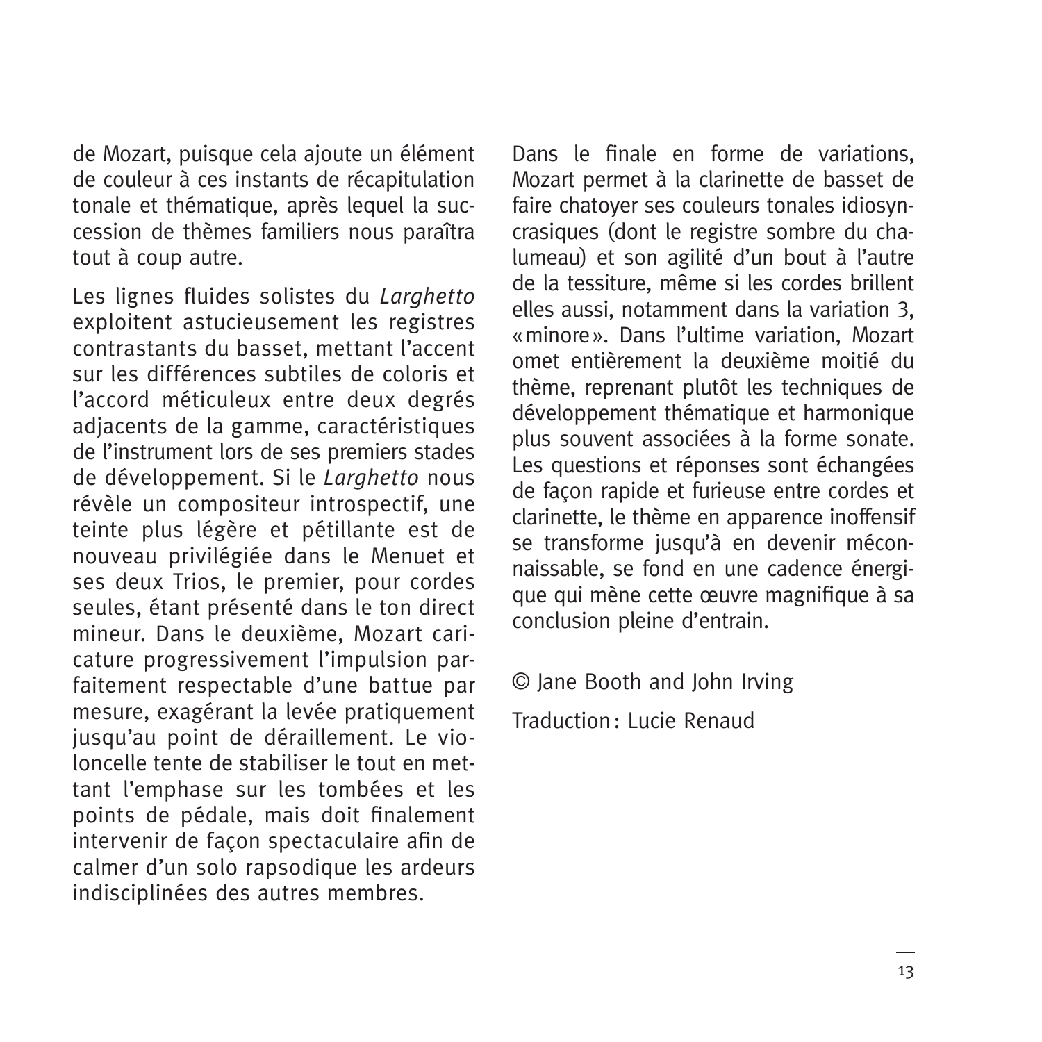de Mozart, puisque cela ajoute un élément de couleur à ces instants de récapitulation tonale et thématique, après lequel la succession de thèmes familiers nous paraîtra tout à coup autre.

Les lignes fluides solistes du *Larghetto* exploitent astucieusement les registres contrastants du basset, mettant l'accent sur les différences subtiles de coloris et l'accord méticuleux entre deux degrés adjacents de la gamme, caractéristiques de l'instrument lors de ses premiers stades de développement. Si le *Larghetto* nous révèle un compositeur introspectif, une teinte plus légère et pétillante est de nouveau privilégiée dans le Menuet et ses deux Trios, le premier, pour cordes seules, étant présenté dans le ton direct mineur. Dans le deuxième, Mozart caricature progressivement l'impulsion parfaitement respectable d'une battue par mesure, exagérant la levée pratiquement jusqu'au point de déraillement. Le violoncelle tente de stabiliser le tout en mettant l'emphase sur les tombées et les points de pédale, mais doit finalement intervenir de façon spectaculaire afin de calmer d'un solo rapsodique les ardeurs indisciplinées des autres membres.

Dans le finale en forme de variations, Mozart permet à la clarinette de basset de faire chatoyer ses couleurs tonales idiosyncrasiques (dont le registre sombre du chalumeau) et son agilité d'un bout à l'autre de la tessiture, même si les cordes brillent elles aussi, notamment dans la variation 3, « minore ». Dans l'ultime variation, Mozart omet entièrement la deuxième moitié du thème, reprenant plutôt les techniques de développement thématique et harmonique plus souvent associées à la forme sonate. Les questions et réponses sont échangées de façon rapide et furieuse entre cordes et clarinette, le thème en apparence inoffensif se transforme jusqu'à en devenir méconnaissable, se fond en une cadence énergique qui mène cette œuvre magnifique à sa conclusion pleine d'entrain.

© Jane Booth and John Irving

Traduction : Lucie Renaud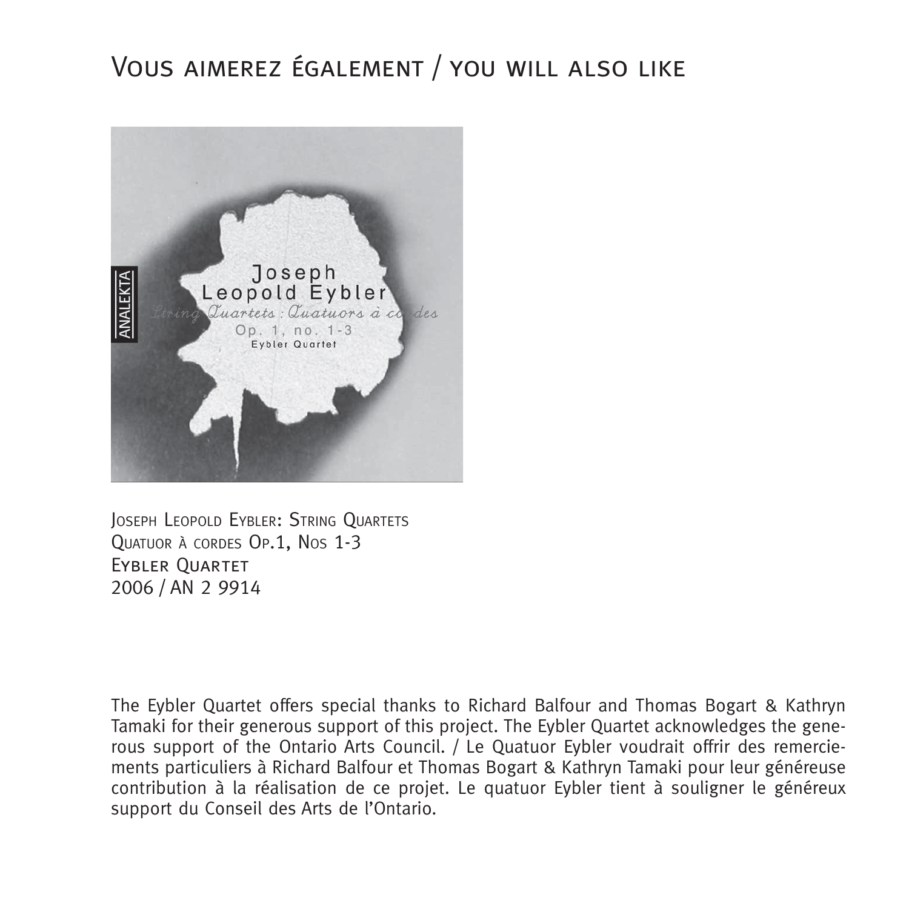# Vous aimerez également / you will also like

Joseph Leopold Eybler: String Quartets
Quatuor à cordes Op.1, Nos 1-3
Eybler Quartet
2006 / AN 2 9914

The Eybler Quartet offers special thanks to Richard Balfour and Thomas Bogart & Kathryn Tamaki for their generous support of this project. The Eybler Quartet acknowledges the generous support of the Ontario Arts Council. / Le Quatuor Eybler voudrait offrir des remerciements particuliers à Richard Balfour et Thomas Bogart & Kathryn Tamaki pour leur généreuse contribution à la réalisation de ce projet. Le quatuor Eybler tient à souligner le généreux support du Conseil des Arts de l'Ontario.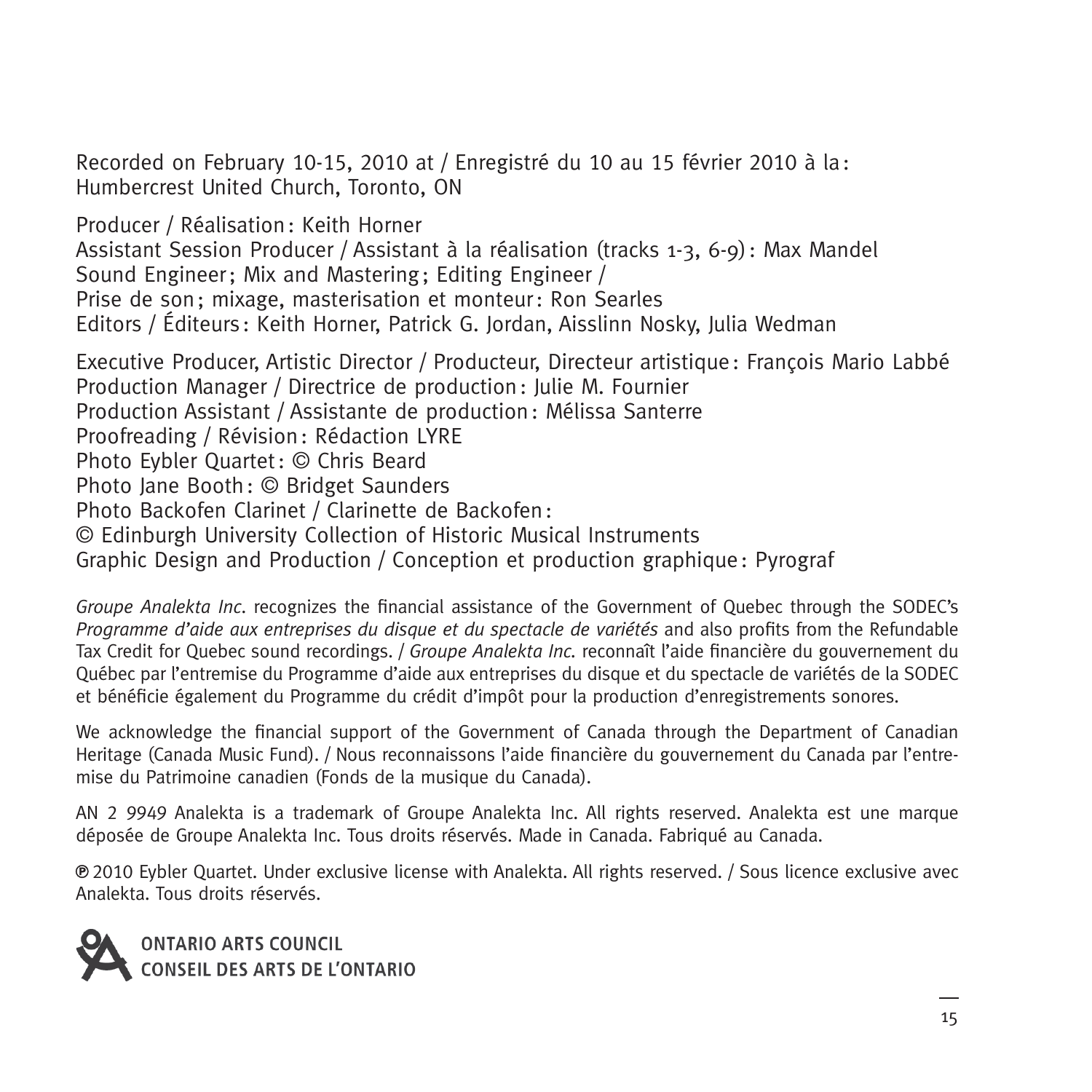Recorded on February 10-15, 2010 at / Enregistré du 10 au 15 février 2010 à la :
Humbercrest United Church, Toronto, ON

Producer / Réalisation : Keith Horner
Assistant Session Producer / Assistant à la réalisation (tracks 1-3, 6-9) : Max Mandel
Sound Engineer ; Mix and Mastering ; Editing Engineer /
Prise de son ; mixage, masterisation et monteur : Ron Searles
Editors / Éditeurs : Keith Horner, Patrick G. Jordan, Aisslinn Nosky, Julia Wedman

Executive Producer, Artistic Director / Producteur, Directeur artistique : François Mario Labbé
Production Manager / Directrice de production : Julie M. Fournier
Production Assistant / Assistante de production : Mélissa Santerre
Proofreading / Révision : Rédaction LYRE
Photo Eybler Quartet : © Chris Beard
Photo Jane Booth : © Bridget Saunders
Photo Backofen Clarinet / Clarinette de Backofen :
© Edinburgh University Collection of Historic Musical Instruments
Graphic Design and Production / Conception et production graphique : Pyrograf

*Groupe Analekta Inc.* recognizes the financial assistance of the Government of Quebec through the SODEC's *Programme d'aide aux entreprises du disque et du spectacle de variétés* and also profits from the Refundable Tax Credit for Quebec sound recordings. / *Groupe Analekta Inc.* reconnaît l'aide financière du gouvernement du Québec par l'entremise du Programme d'aide aux entreprises du disque et du spectacle de variétés de la SODEC et bénéficie également du Programme du crédit d'impôt pour la production d'enregistrements sonores.

We acknowledge the financial support of the Government of Canada through the Department of Canadian Heritage (Canada Music Fund). / Nous reconnaissons l'aide financière du gouvernement du Canada par l'entremise du Patrimoine canadien (Fonds de la musique du Canada).

AN 2 9949 Analekta is a trademark of Groupe Analekta Inc. All rights reserved. Analekta est une marque déposée de Groupe Analekta Inc. Tous droits réservés. Made in Canada. Fabriqué au Canada.

℗ 2010 Eybler Quartet. Under exclusive license with Analekta. All rights reserved. / Sous licence exclusive avec Analekta. Tous droits réservés.

ONTARIO ARTS COUNCIL
CONSEIL DES ARTS DE L'ONTARIO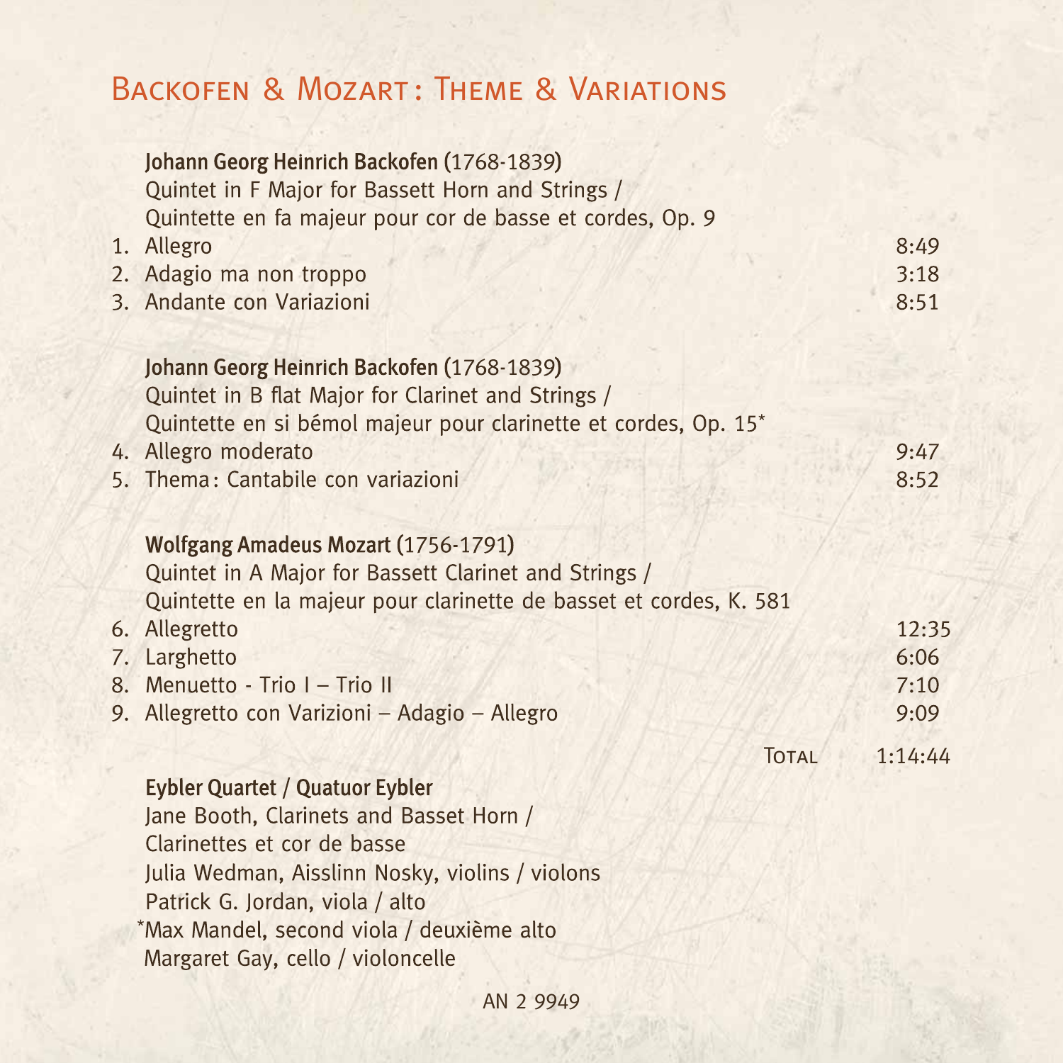# Backofen & Mozart : Theme & Variations

**Johann Georg Heinrich Backofen** (1768-1839)
Quintet in F Major for Bassett Horn and Strings /
Quintette en fa majeur pour cor de basse et cordes, Op. 9

| | | |
|---|---|---|
| 1. | Allegro | 8:49 |
| 2. | Adagio ma non troppo | 3:18 |
| 3. | Andante con Variazioni | 8:51 |

**Johann Georg Heinrich Backofen** (1768-1839)
Quintet in B flat Major for Clarinet and Strings /
Quintette en si bémol majeur pour clarinette et cordes, Op. 15*

| | | |
|---|---|---|
| 4. | Allegro moderato | 9:47 |
| 5. | Thema : Cantabile con variazioni | 8:52 |

**Wolfgang Amadeus Mozart** (1756-1791)
Quintet in A Major for Bassett Clarinet and Strings /
Quintette en la majeur pour clarinette de basset et cordes, K. 581

| | | |
|---|---|---|
| 6. | Allegretto | 12:35 |
| 7. | Larghetto | 6:06 |
| 8. | Menuetto - Trio I – Trio II | 7:10 |
| 9. | Allegretto con Varizioni – Adagio – Allegro | 9:09 |
| | Total | 1:14:44 |

**Eybler Quartet / Quatuor Eybler**
Jane Booth, Clarinets and Basset Horn /
Clarinettes et cor de basse
Julia Wedman, Aisslinn Nosky, violins / violons
Patrick G. Jordan, viola / alto
*Max Mandel, second viola / deuxième alto
Margaret Gay, cello / violoncelle

AN 2 9949